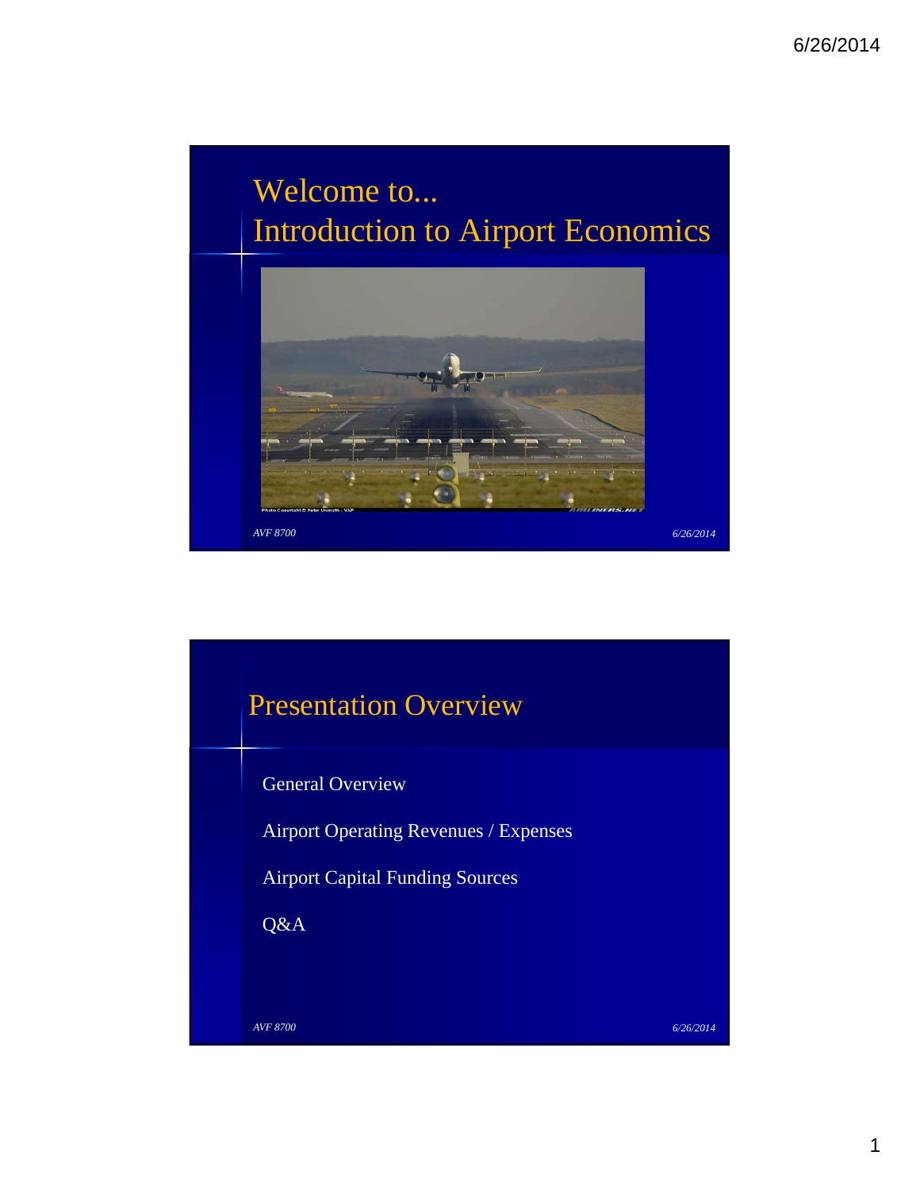# Welcome to...
# Introduction to Airport Economics

AVF 8700

6/26/2014

## Presentation Overview

- General Overview
- Airport Operating Revenues / Expenses
- Airport Capital Funding Sources
- Q&A

AVF 8700

6/26/2014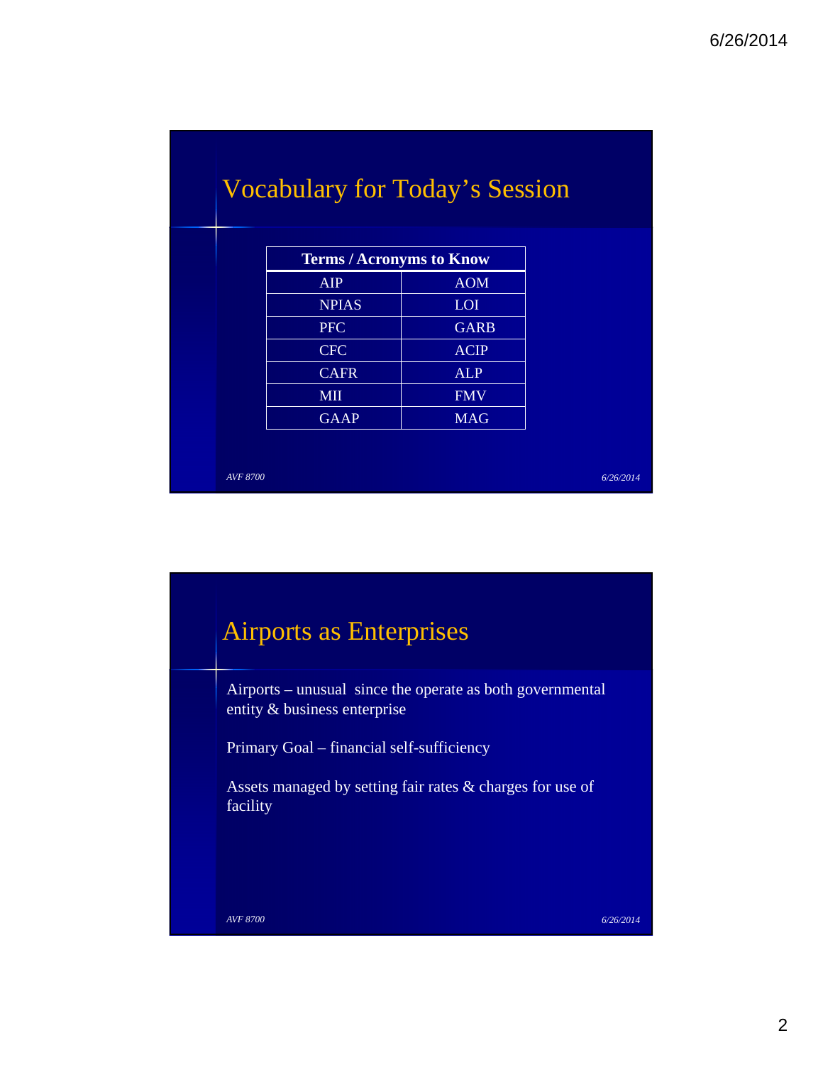## Vocabulary for Today's Session

| Terms / Acronyms to Know | |
|---|---|
| AIP | AOM |
| NPIAS | LOI |
| PFC | GARB |
| CFC | ACIP |
| CAFR | ALP |
| MII | FMV |
| GAAP | MAG |

*AVF 8700* *6/26/2014*

## Airports as Enterprises

Airports – unusual since the operate as both governmental entity & business enterprise

Primary Goal – financial self-sufficiency

Assets managed by setting fair rates & charges for use of facility

*AVF 8700* *6/26/2014*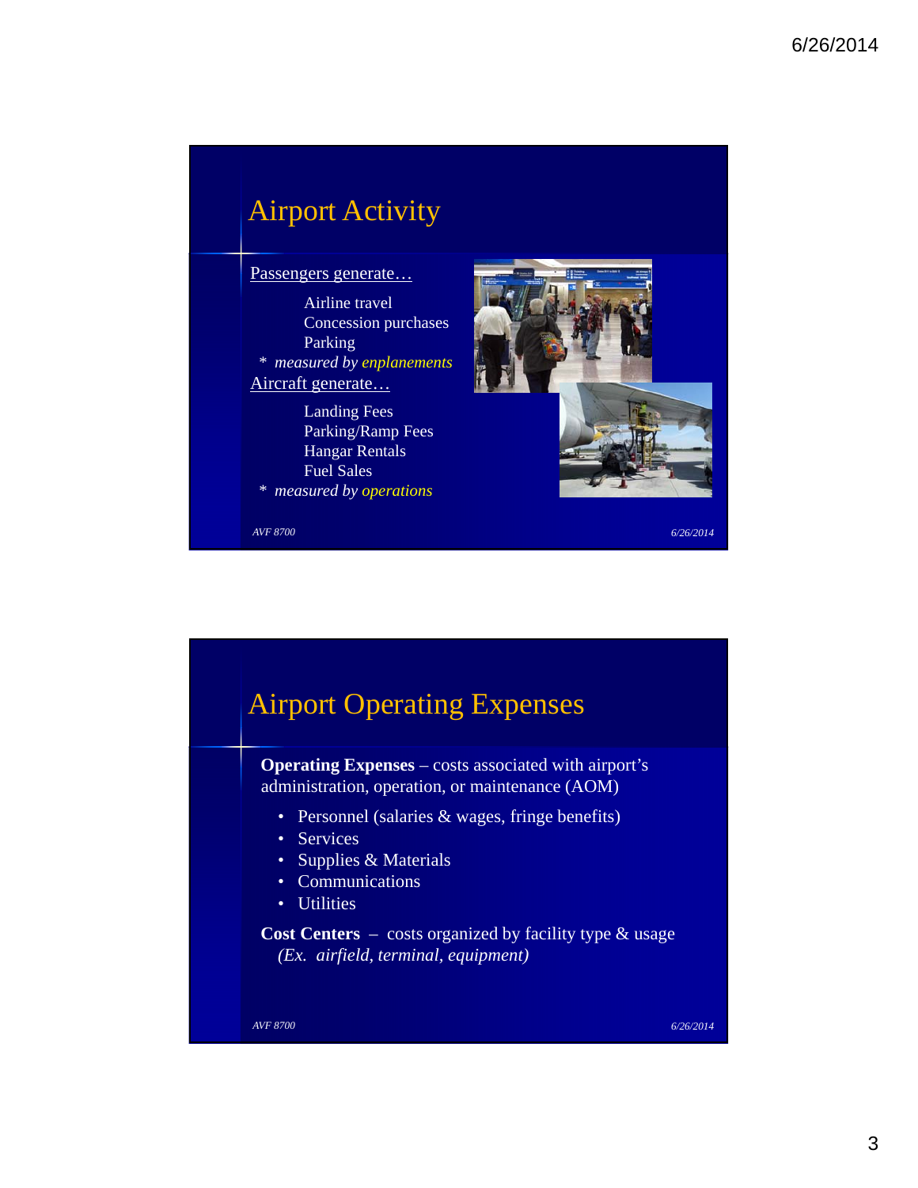## Airport Activity

Passengers generate…

Airline travel
Concession purchases
Parking

\* *measured by enplanements*

Aircraft generate…

Landing Fees
Parking/Ramp Fees
Hangar Rentals
Fuel Sales

\* *measured by operations*

*AVF 8700* *6/26/2014*

## Airport Operating Expenses

**Operating Expenses** – costs associated with airport's administration, operation, or maintenance (AOM)

- Personnel (salaries & wages, fringe benefits)
- Services
- Supplies & Materials
- Communications
- Utilities

**Cost Centers** – costs organized by facility type & usage *(Ex. airfield, terminal, equipment)*

*AVF 8700* *6/26/2014*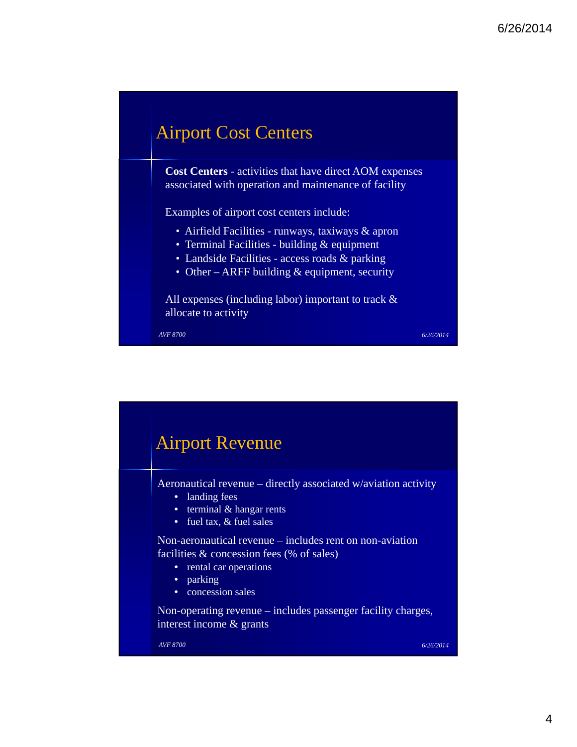## Airport Cost Centers

**Cost Centers** - activities that have direct AOM expenses associated with operation and maintenance of facility

Examples of airport cost centers include:

- Airfield Facilities - runways, taxiways & apron
- Terminal Facilities - building & equipment
- Landside Facilities - access roads & parking
- Other – ARFF building & equipment, security

All expenses (including labor) important to track & allocate to activity

## Airport Revenue

Aeronautical revenue – directly associated w/aviation activity

- landing fees
- terminal & hangar rents
- fuel tax, & fuel sales

Non-aeronautical revenue – includes rent on non-aviation facilities & concession fees (% of sales)

- rental car operations
- parking
- concession sales

Non-operating revenue – includes passenger facility charges, interest income & grants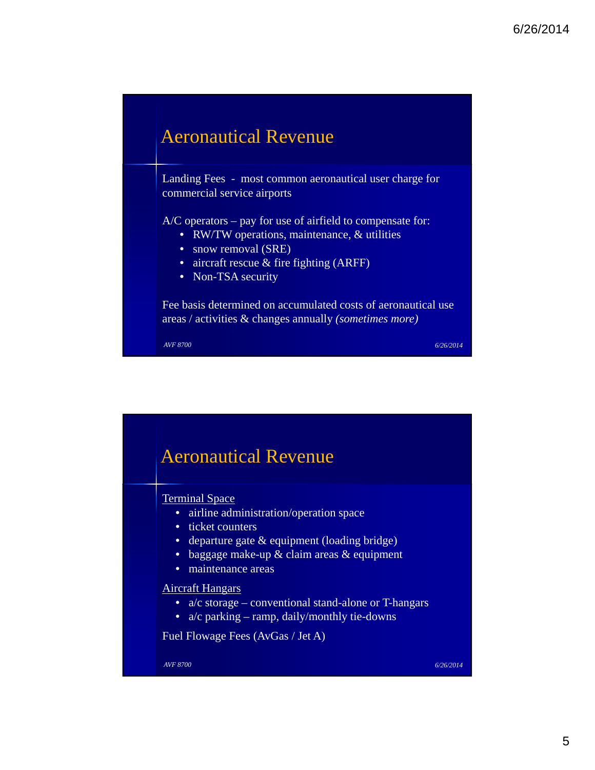## Aeronautical Revenue

Landing Fees - most common aeronautical user charge for commercial service airports

A/C operators – pay for use of airfield to compensate for:

- RW/TW operations, maintenance, & utilities
- snow removal (SRE)
- aircraft rescue & fire fighting (ARFF)
- Non-TSA security

Fee basis determined on accumulated costs of aeronautical use areas / activities & changes annually *(sometimes more)*

## Aeronautical Revenue

Terminal Space

- airline administration/operation space
- ticket counters
- departure gate & equipment (loading bridge)
- baggage make-up & claim areas & equipment
- maintenance areas

Aircraft Hangars

- a/c storage – conventional stand-alone or T-hangars
- a/c parking – ramp, daily/monthly tie-downs

Fuel Flowage Fees (AvGas / Jet A)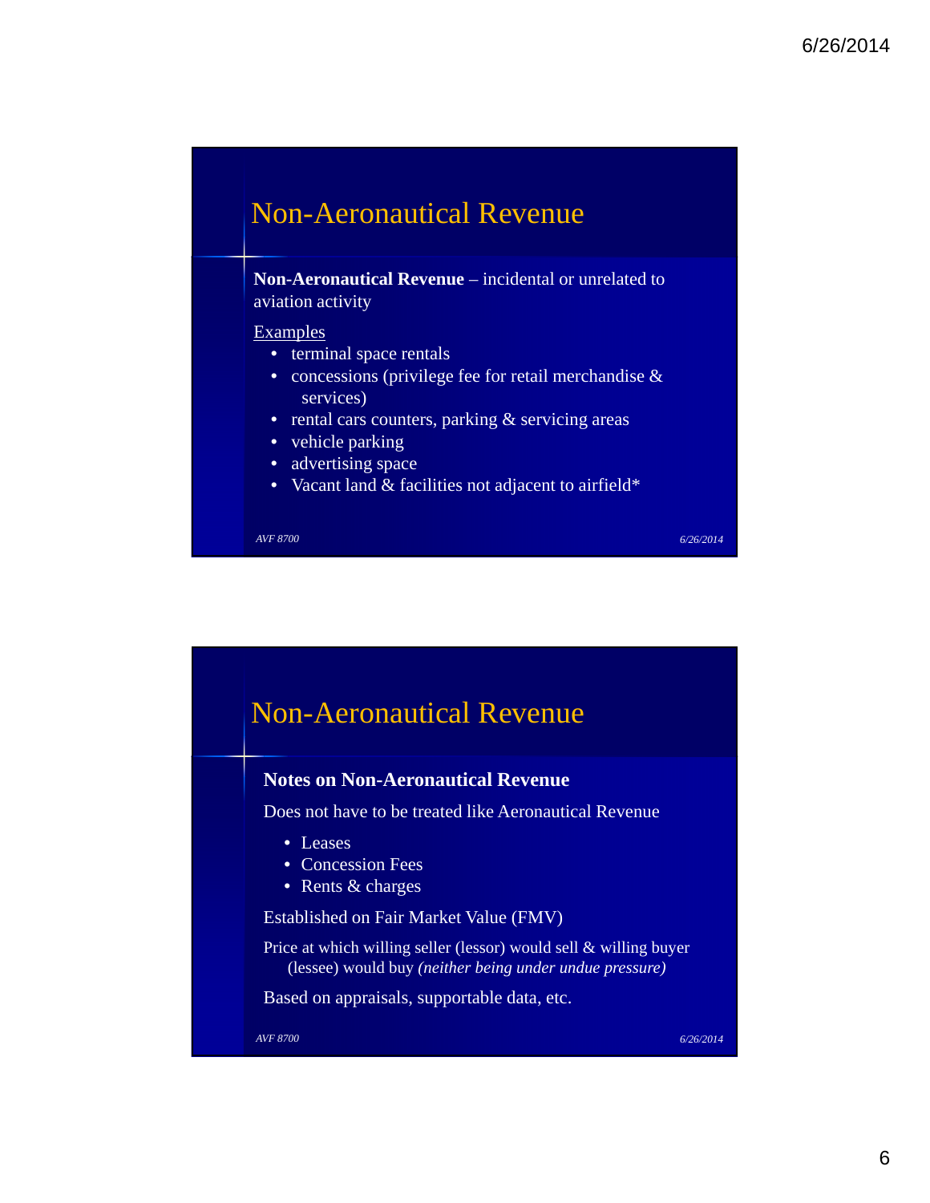## Non-Aeronautical Revenue

**Non-Aeronautical Revenue** – incidental or unrelated to aviation activity

Examples

- terminal space rentals
- concessions (privilege fee for retail merchandise & services)
- rental cars counters, parking & servicing areas
- vehicle parking
- advertising space
- Vacant land & facilities not adjacent to airfield*

## Non-Aeronautical Revenue

**Notes on Non-Aeronautical Revenue**

Does not have to be treated like Aeronautical Revenue

- Leases
- Concession Fees
- Rents & charges

Established on Fair Market Value (FMV)

Price at which willing seller (lessor) would sell & willing buyer (lessee) would buy *(neither being under undue pressure)*

Based on appraisals, supportable data, etc.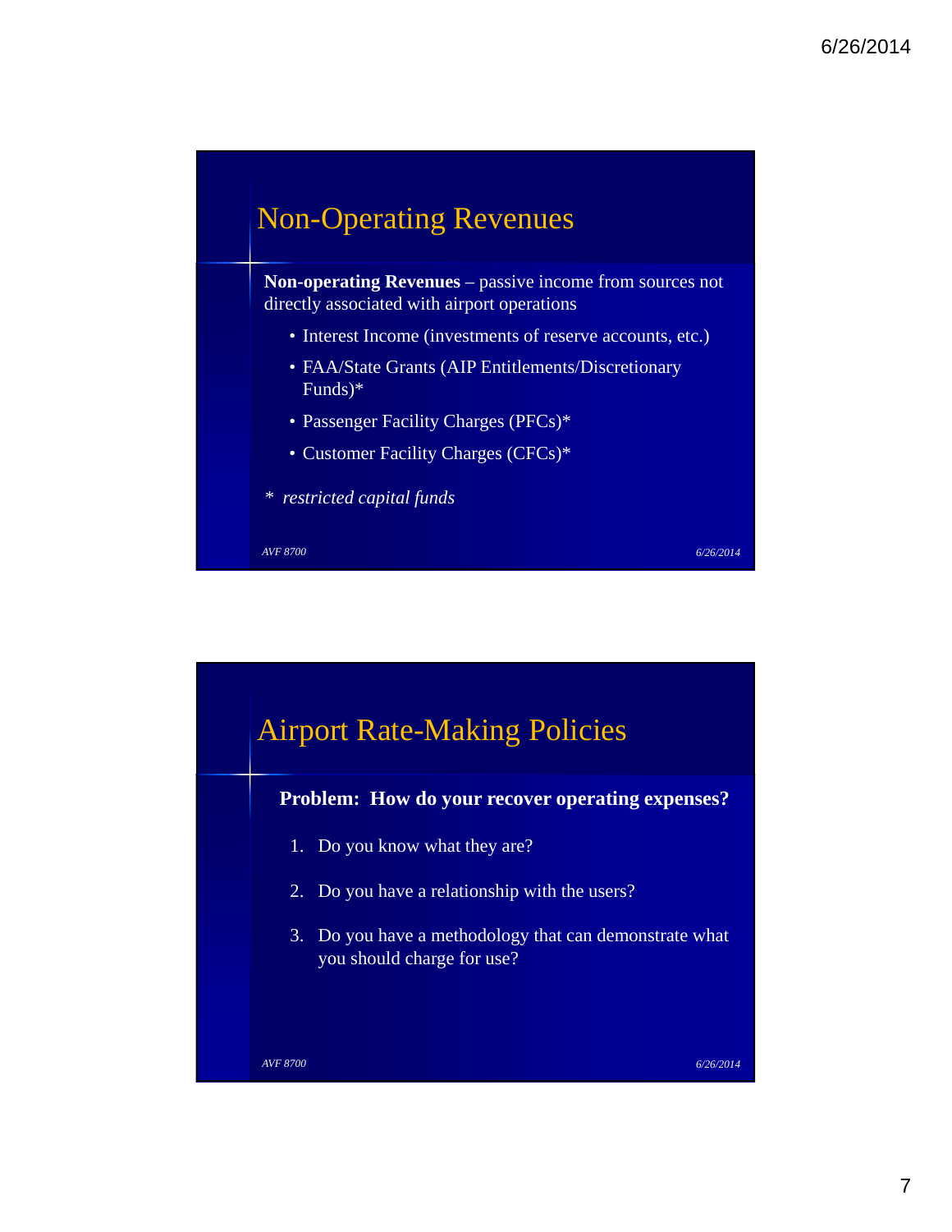## Non-Operating Revenues

**Non-operating Revenues** – passive income from sources not directly associated with airport operations

- Interest Income (investments of reserve accounts, etc.)
- FAA/State Grants (AIP Entitlements/Discretionary Funds)*
- Passenger Facility Charges (PFCs)*
- Customer Facility Charges (CFCs)*

*\* restricted capital funds*

## Airport Rate-Making Policies

**Problem: How do your recover operating expenses?**

1. Do you know what they are?
2. Do you have a relationship with the users?
3. Do you have a methodology that can demonstrate what you should charge for use?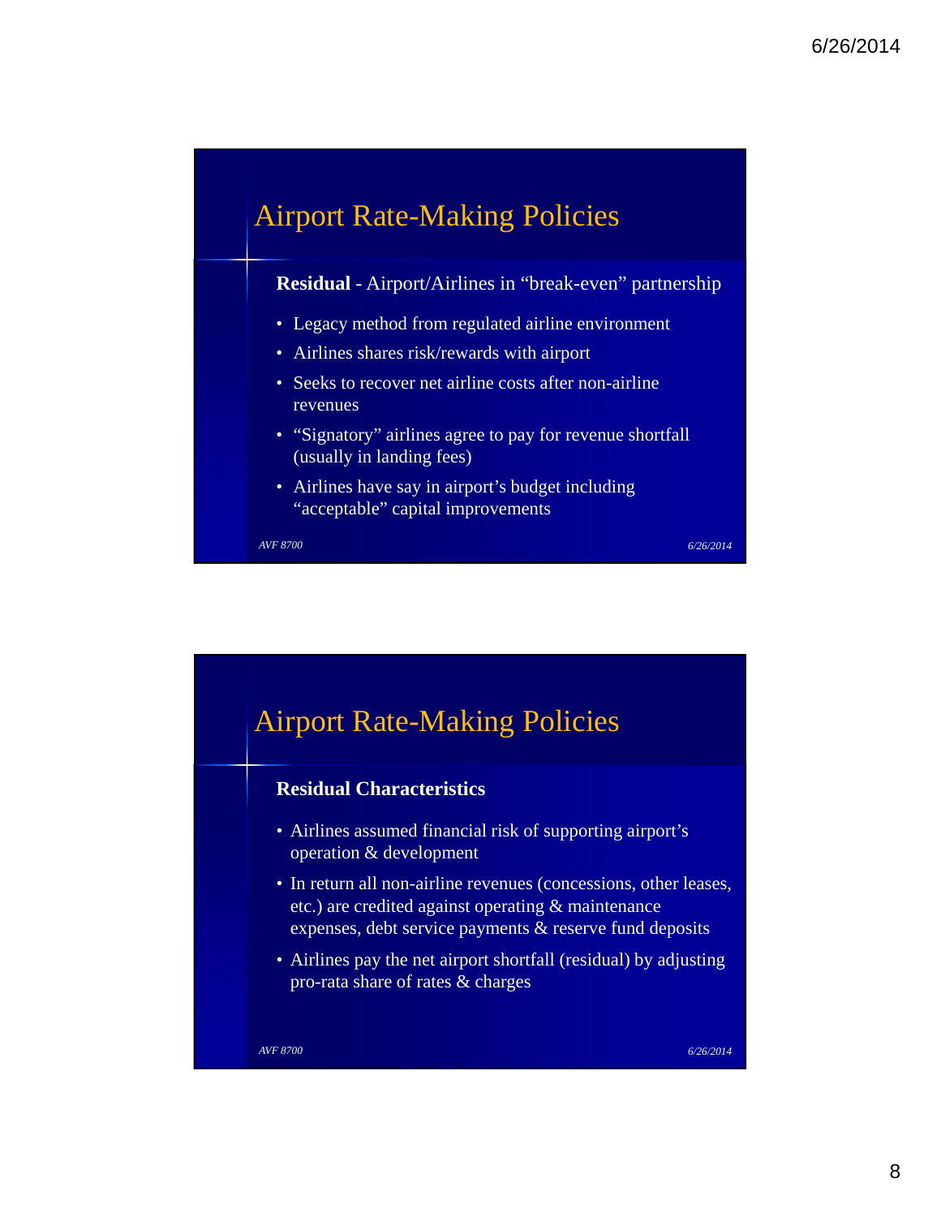## Airport Rate-Making Policies

**Residual** - Airport/Airlines in "break-even" partnership

- Legacy method from regulated airline environment
- Airlines shares risk/rewards with airport
- Seeks to recover net airline costs after non-airline revenues
- "Signatory" airlines agree to pay for revenue shortfall (usually in landing fees)
- Airlines have say in airport's budget including "acceptable" capital improvements

## Airport Rate-Making Policies

**Residual Characteristics**

- Airlines assumed financial risk of supporting airport's operation & development
- In return all non-airline revenues (concessions, other leases, etc.) are credited against operating & maintenance expenses, debt service payments & reserve fund deposits
- Airlines pay the net airport shortfall (residual) by adjusting pro-rata share of rates & charges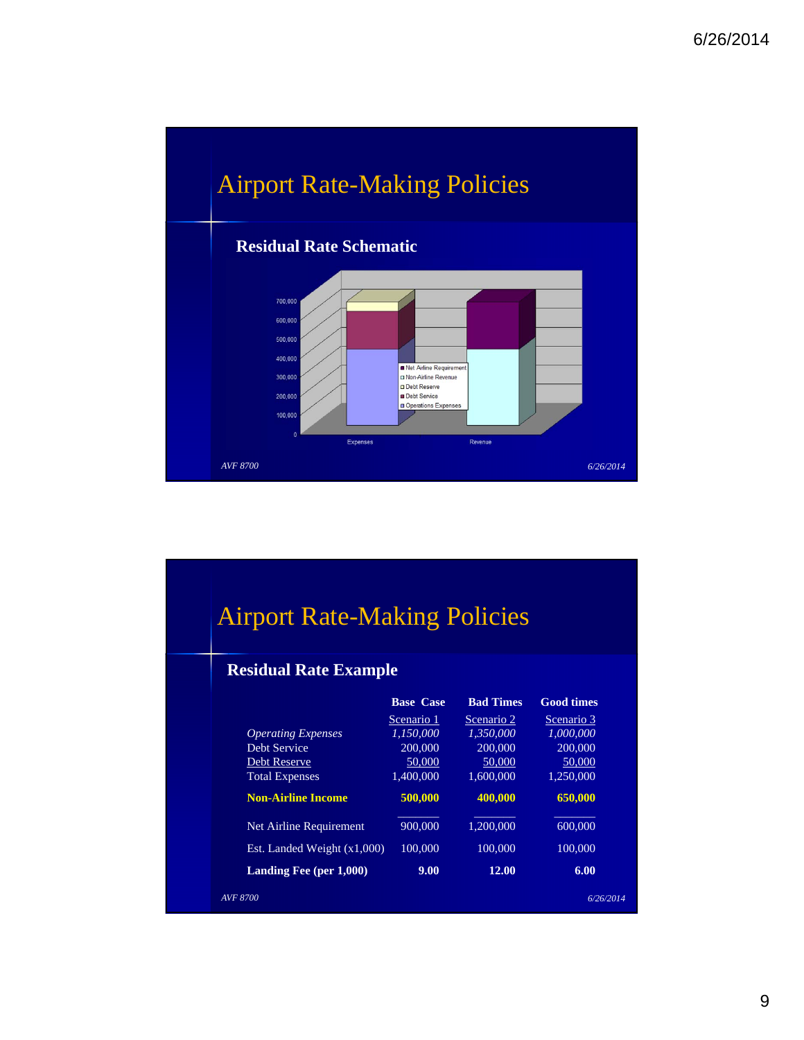# Airport Rate-Making Policies

## Residual Rate Schematic

700,000
600,000
500,000
400,000
300,000
200,000
100,000
0

- Net Airline Requirement
- Non-Airline Revenue
- Debt Reserve
- Debt Service
- Operations Expenses

Expenses    Revenue

AVF 8700    6/26/2014

# Airport Rate-Making Policies

## Residual Rate Example

| | Base Case | Bad Times | Good times |
|---|---|---|---|
| | Scenario 1 | Scenario 2 | Scenario 3 |
| *Operating Expenses* | *1,150,000* | *1,350,000* | *1,000,000* |
| Debt Service | 200,000 | 200,000 | 200,000 |
| Debt Reserve | 50,000 | 50,000 | 50,000 |
| Total Expenses | 1,400,000 | 1,600,000 | 1,250,000 |
| **Non-Airline Income** | **500,000** | **400,000** | **650,000** |
| Net Airline Requirement | 900,000 | 1,200,000 | 600,000 |
| Est. Landed Weight (x1,000) | 100,000 | 100,000 | 100,000 |
| **Landing Fee (per 1,000)** | **9.00** | **12.00** | **6.00** |

AVF 8700    6/26/2014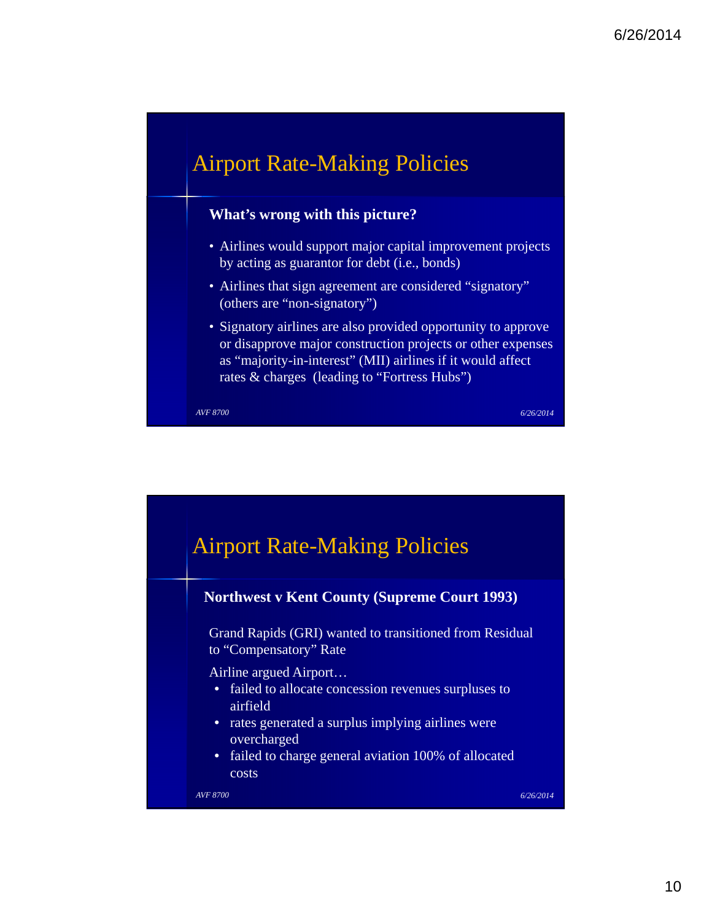## Airport Rate-Making Policies

**What's wrong with this picture?**

- Airlines would support major capital improvement projects by acting as guarantor for debt (i.e., bonds)
- Airlines that sign agreement are considered "signatory" (others are "non-signatory")
- Signatory airlines are also provided opportunity to approve or disapprove major construction projects or other expenses as "majority-in-interest" (MII) airlines if it would affect rates & charges (leading to "Fortress Hubs")

*AVF 8700* *6/26/2014*

## Airport Rate-Making Policies

**Northwest v Kent County (Supreme Court 1993)**

Grand Rapids (GRI) wanted to transitioned from Residual to "Compensatory" Rate

Airline argued Airport…

- failed to allocate concession revenues surpluses to airfield
- rates generated a surplus implying airlines were overcharged
- failed to charge general aviation 100% of allocated costs

*AVF 8700* *6/26/2014*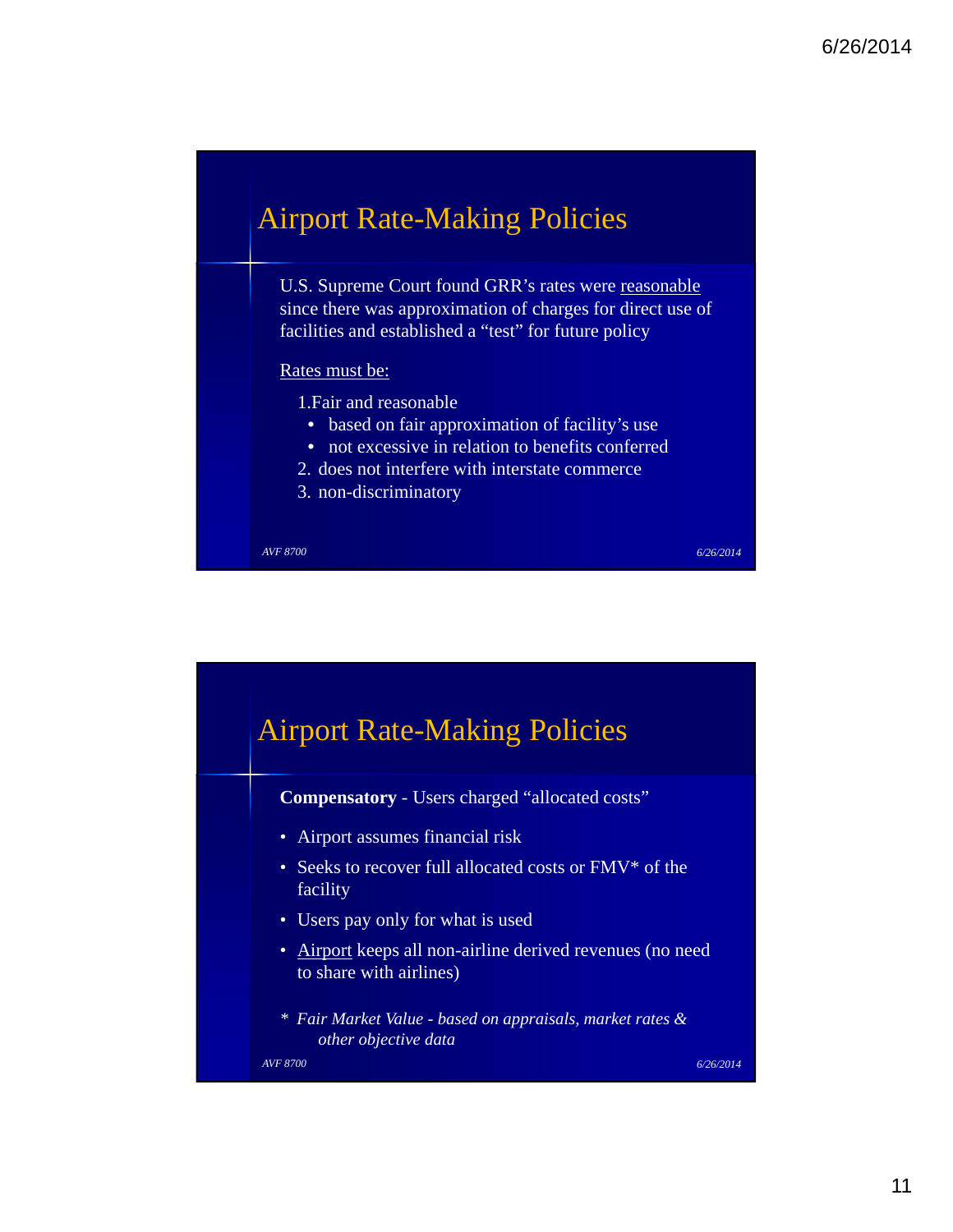## Airport Rate-Making Policies

U.S. Supreme Court found GRR's rates were <u>reasonable</u> since there was approximation of charges for direct use of facilities and established a "test" for future policy

<u>Rates must be:</u>

1. Fair and reasonable
   - based on fair approximation of facility's use
   - not excessive in relation to benefits conferred
2. does not interfere with interstate commerce
3. non-discriminatory

## Airport Rate-Making Policies

**Compensatory** - Users charged "allocated costs"

- Airport assumes financial risk
- Seeks to recover full allocated costs or FMV* of the facility
- Users pay only for what is used
- <u>Airport</u> keeps all non-airline derived revenues (no need to share with airlines)

*\* Fair Market Value - based on appraisals, market rates & other objective data*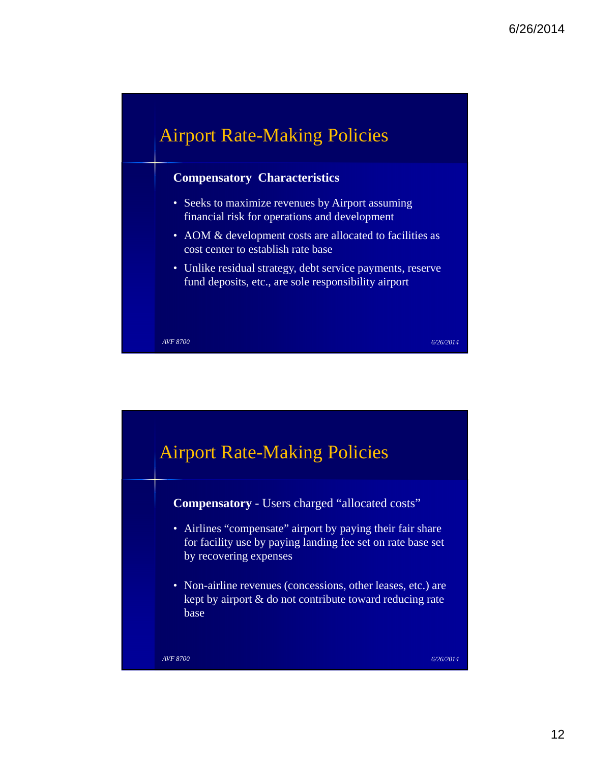## Airport Rate-Making Policies

**Compensatory Characteristics**

- Seeks to maximize revenues by Airport assuming financial risk for operations and development
- AOM & development costs are allocated to facilities as cost center to establish rate base
- Unlike residual strategy, debt service payments, reserve fund deposits, etc., are sole responsibility airport

## Airport Rate-Making Policies

**Compensatory** - Users charged "allocated costs"

- Airlines "compensate" airport by paying their fair share for facility use by paying landing fee set on rate base set by recovering expenses
- Non-airline revenues (concessions, other leases, etc.) are kept by airport & do not contribute toward reducing rate base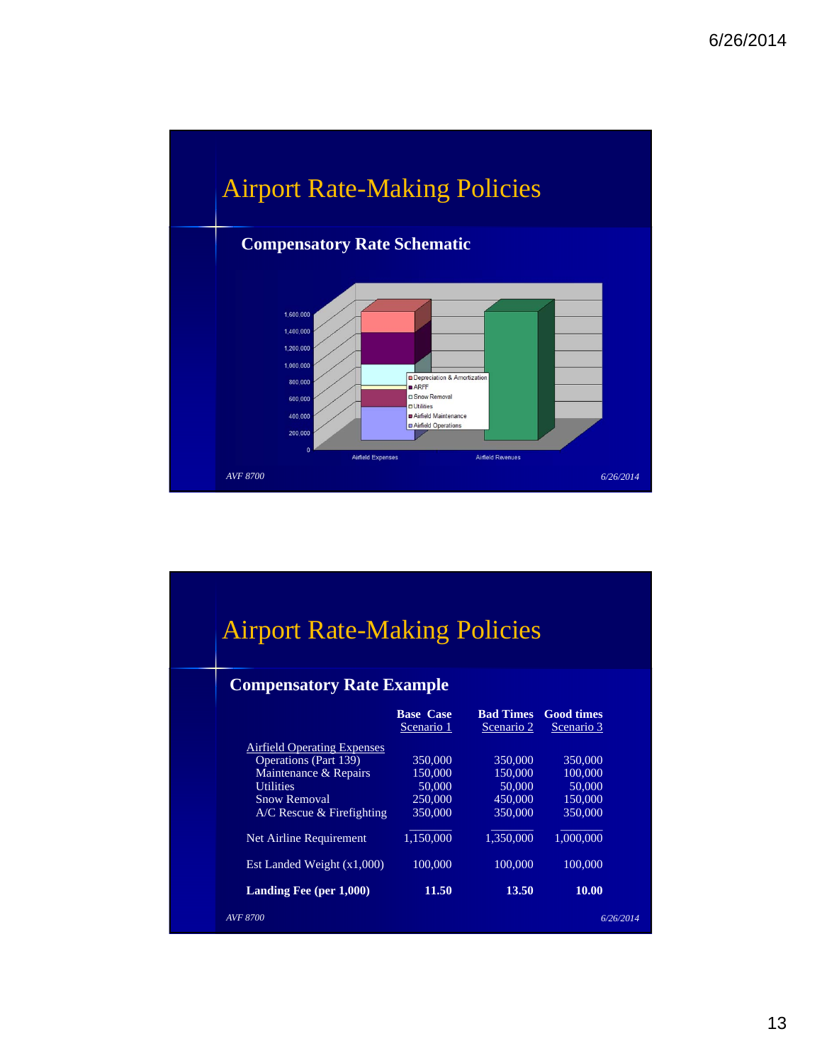# Airport Rate-Making Policies

## Compensatory Rate Schematic

- Depreciation & Amortization
- ARFF
- Snow Removal
- Utilities
- Airfield Maintenance
- Airfield Operations

Airfield Expenses | Airfield Revenues

AVF 8700

# Airport Rate-Making Policies

## Compensatory Rate Example

| | Base Case Scenario 1 | Bad Times Scenario 2 | Good times Scenario 3 |
|---|---|---|---|
| Airfield Operating Expenses | | | |
| Operations (Part 139) | 350,000 | 350,000 | 350,000 |
| Maintenance & Repairs | 150,000 | 150,000 | 100,000 |
| Utilities | 50,000 | 50,000 | 50,000 |
| Snow Removal | 250,000 | 450,000 | 150,000 |
| A/C Rescue & Firefighting | 350,000 | 350,000 | 350,000 |
| Net Airline Requirement | 1,150,000 | 1,350,000 | 1,000,000 |
| Est Landed Weight (x1,000) | 100,000 | 100,000 | 100,000 |
| **Landing Fee (per 1,000)** | **11.50** | **13.50** | **10.00** |

AVF 8700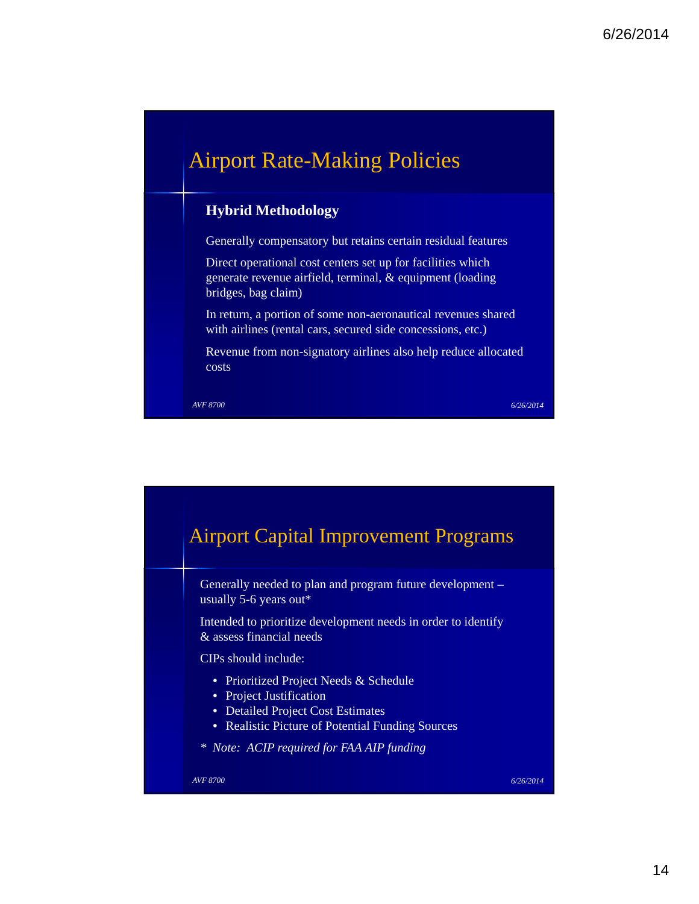## Airport Rate-Making Policies

**Hybrid Methodology**

Generally compensatory but retains certain residual features

Direct operational cost centers set up for facilities which generate revenue airfield, terminal, & equipment (loading bridges, bag claim)

In return, a portion of some non-aeronautical revenues shared with airlines (rental cars, secured side concessions, etc.)

Revenue from non-signatory airlines also help reduce allocated costs

## Airport Capital Improvement Programs

Generally needed to plan and program future development – usually 5-6 years out*

Intended to prioritize development needs in order to identify & assess financial needs

CIPs should include:

- Prioritized Project Needs & Schedule
- Project Justification
- Detailed Project Cost Estimates
- Realistic Picture of Potential Funding Sources

*\* Note: ACIP required for FAA AIP funding*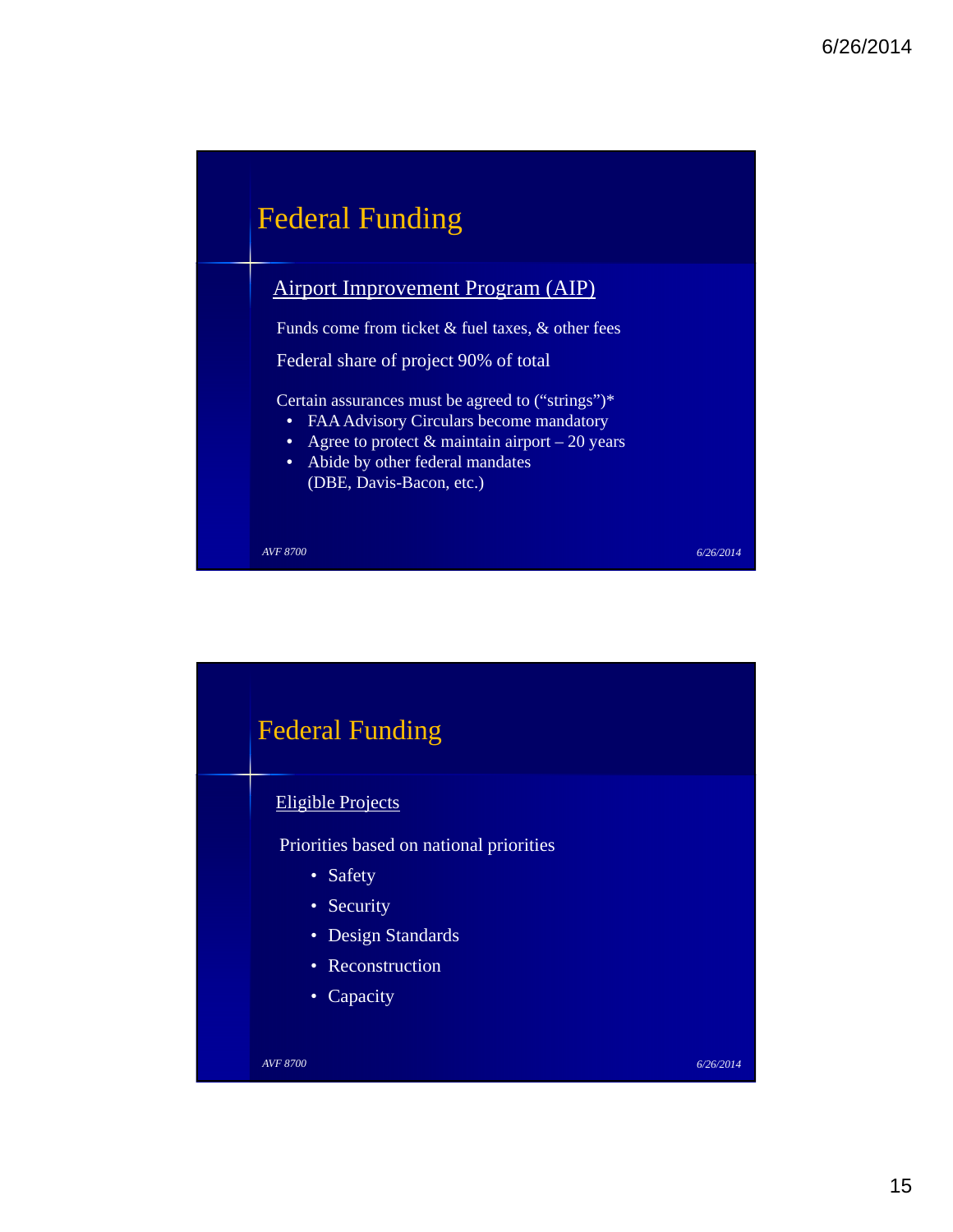## Federal Funding

Airport Improvement Program (AIP)

Funds come from ticket & fuel taxes, & other fees

Federal share of project 90% of total

Certain assurances must be agreed to ("strings")*

- FAA Advisory Circulars become mandatory
- Agree to protect & maintain airport – 20 years
- Abide by other federal mandates
  (DBE, Davis-Bacon, etc.)

*AVF 8700* *6/26/2014*

## Federal Funding

Eligible Projects

Priorities based on national priorities

- Safety
- Security
- Design Standards
- Reconstruction
- Capacity

*AVF 8700* *6/26/2014*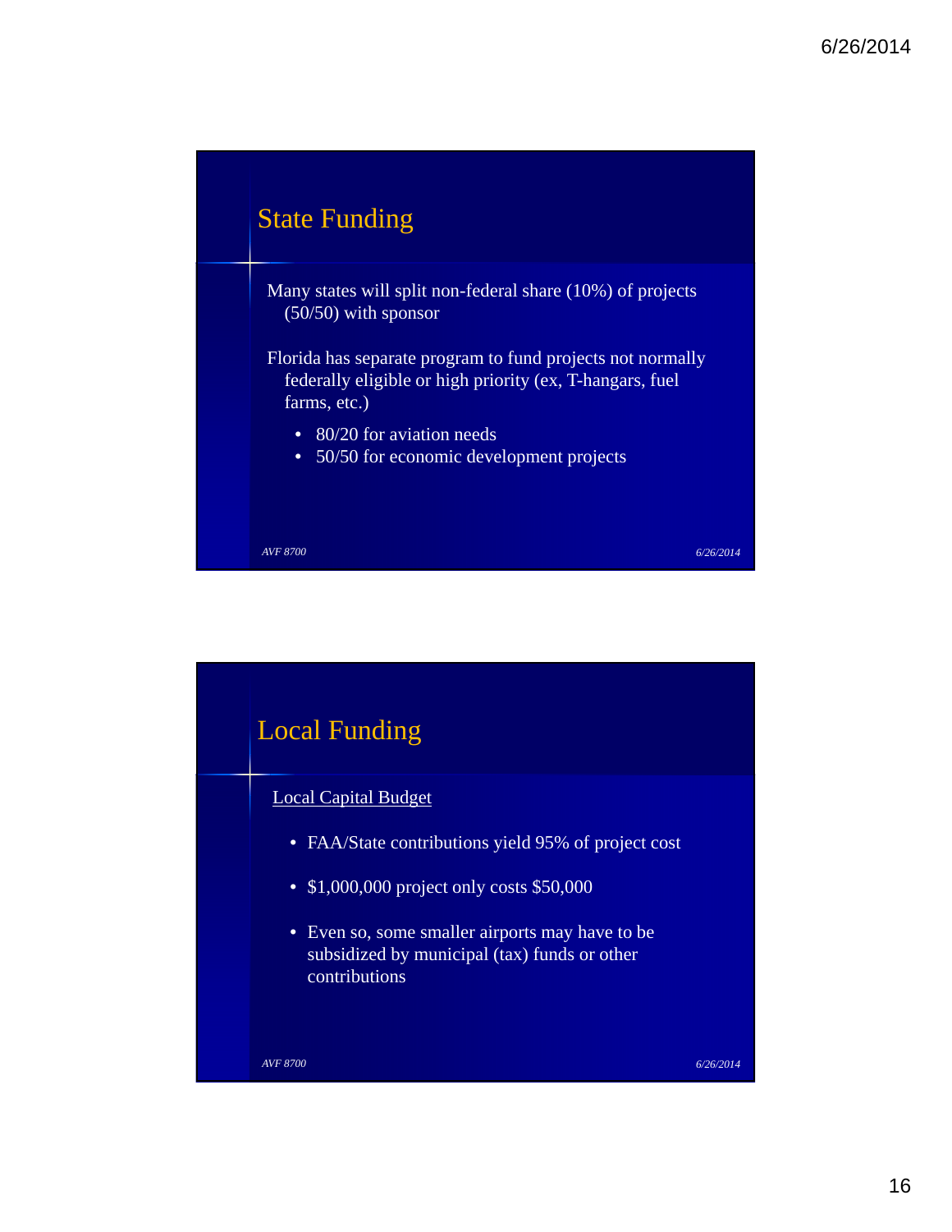## State Funding

Many states will split non-federal share (10%) of projects (50/50) with sponsor

Florida has separate program to fund projects not normally federally eligible or high priority (ex, T-hangars, fuel farms, etc.)

- 80/20 for aviation needs
- 50/50 for economic development projects

*AVF 8700* *6/26/2014*

## Local Funding

Local Capital Budget

- FAA/State contributions yield 95% of project cost
- $1,000,000 project only costs $50,000
- Even so, some smaller airports may have to be subsidized by municipal (tax) funds or other contributions

*AVF 8700* *6/26/2014*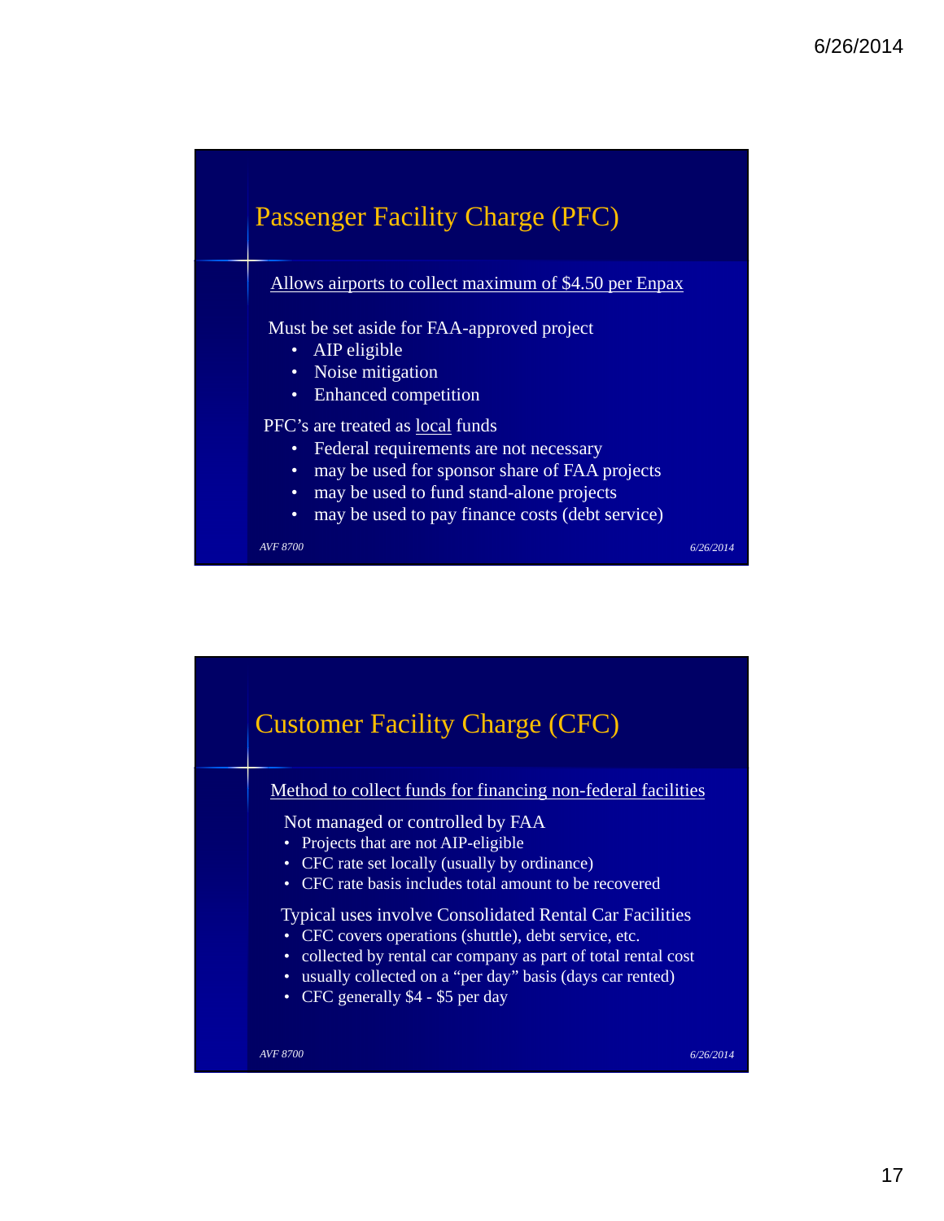## Passenger Facility Charge (PFC)

Allows airports to collect maximum of $4.50 per Enpax

Must be set aside for FAA-approved project

- AIP eligible
- Noise mitigation
- Enhanced competition

PFC's are treated as local funds

- Federal requirements are not necessary
- may be used for sponsor share of FAA projects
- may be used to fund stand-alone projects
- may be used to pay finance costs (debt service)

*AVF 8700* *6/26/2014*

## Customer Facility Charge (CFC)

Method to collect funds for financing non-federal facilities

Not managed or controlled by FAA

- Projects that are not AIP-eligible
- CFC rate set locally (usually by ordinance)
- CFC rate basis includes total amount to be recovered

Typical uses involve Consolidated Rental Car Facilities

- CFC covers operations (shuttle), debt service, etc.
- collected by rental car company as part of total rental cost
- usually collected on a "per day" basis (days car rented)
- CFC generally $4 - $5 per day

*AVF 8700* *6/26/2014*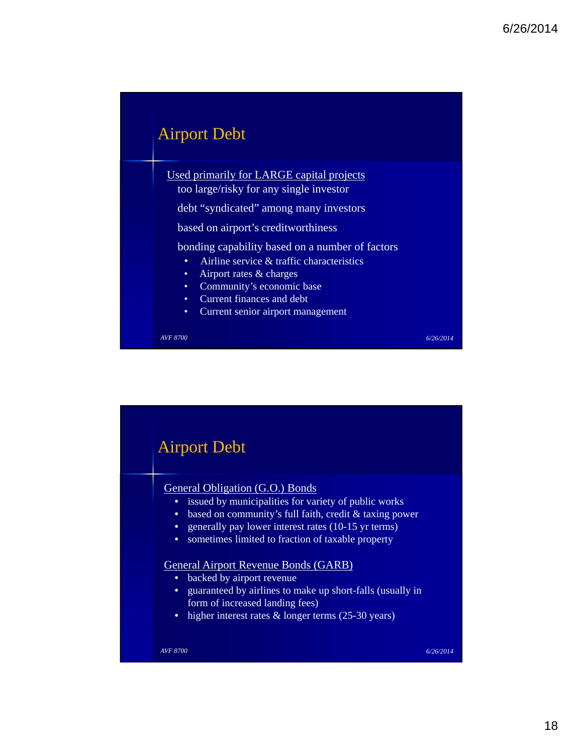## Airport Debt

Used primarily for LARGE capital projects

too large/risky for any single investor

debt "syndicated" among many investors

based on airport's creditworthiness

bonding capability based on a number of factors

- Airline service & traffic characteristics
- Airport rates & charges
- Community's economic base
- Current finances and debt
- Current senior airport management

## Airport Debt

General Obligation (G.O.) Bonds

- issued by municipalities for variety of public works
- based on community's full faith, credit & taxing power
- generally pay lower interest rates (10-15 yr terms)
- sometimes limited to fraction of taxable property

General Airport Revenue Bonds (GARB)

- backed by airport revenue
- guaranteed by airlines to make up short-falls (usually in form of increased landing fees)
- higher interest rates & longer terms (25-30 years)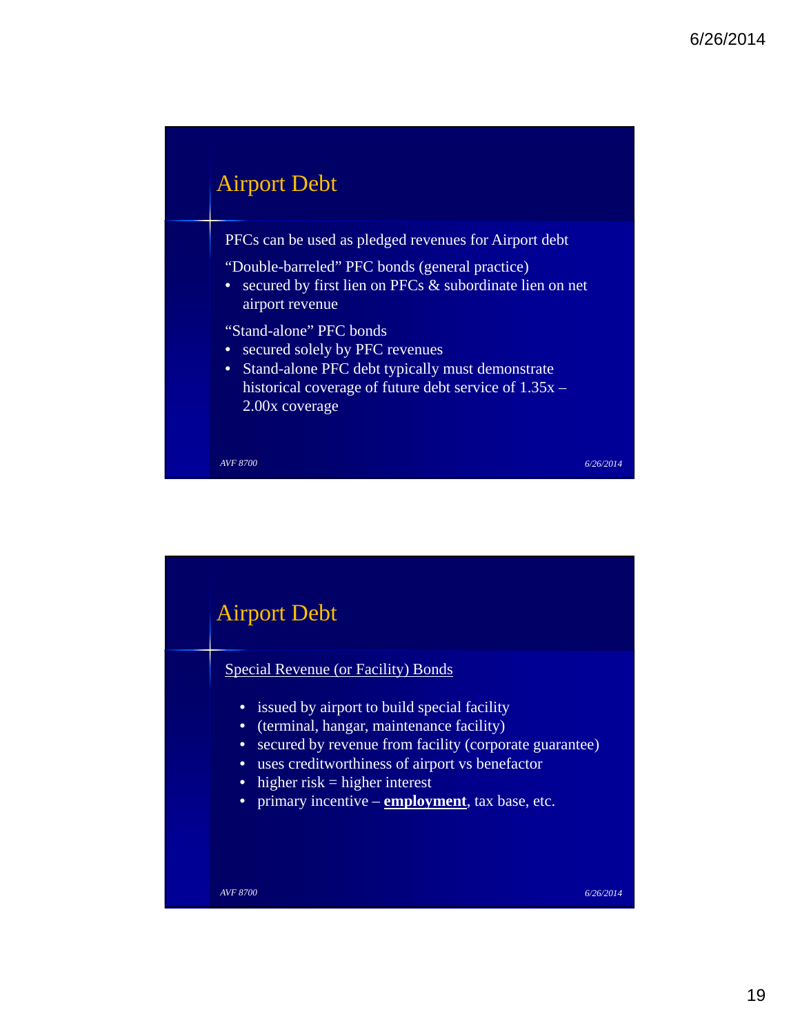## Airport Debt

PFCs can be used as pledged revenues for Airport debt

"Double-barreled" PFC bonds (general practice)

- secured by first lien on PFCs & subordinate lien on net airport revenue

"Stand-alone" PFC bonds

- secured solely by PFC revenues
- Stand-alone PFC debt typically must demonstrate historical coverage of future debt service of 1.35x – 2.00x coverage

*AVF 8700* *6/26/2014*

## Airport Debt

<u>Special Revenue (or Facility) Bonds</u>

- issued by airport to build special facility
- (terminal, hangar, maintenance facility)
- secured by revenue from facility (corporate guarantee)
- uses creditworthiness of airport vs benefactor
- higher risk = higher interest
- primary incentive – <u>**employment**</u>, tax base, etc.

*AVF 8700* *6/26/2014*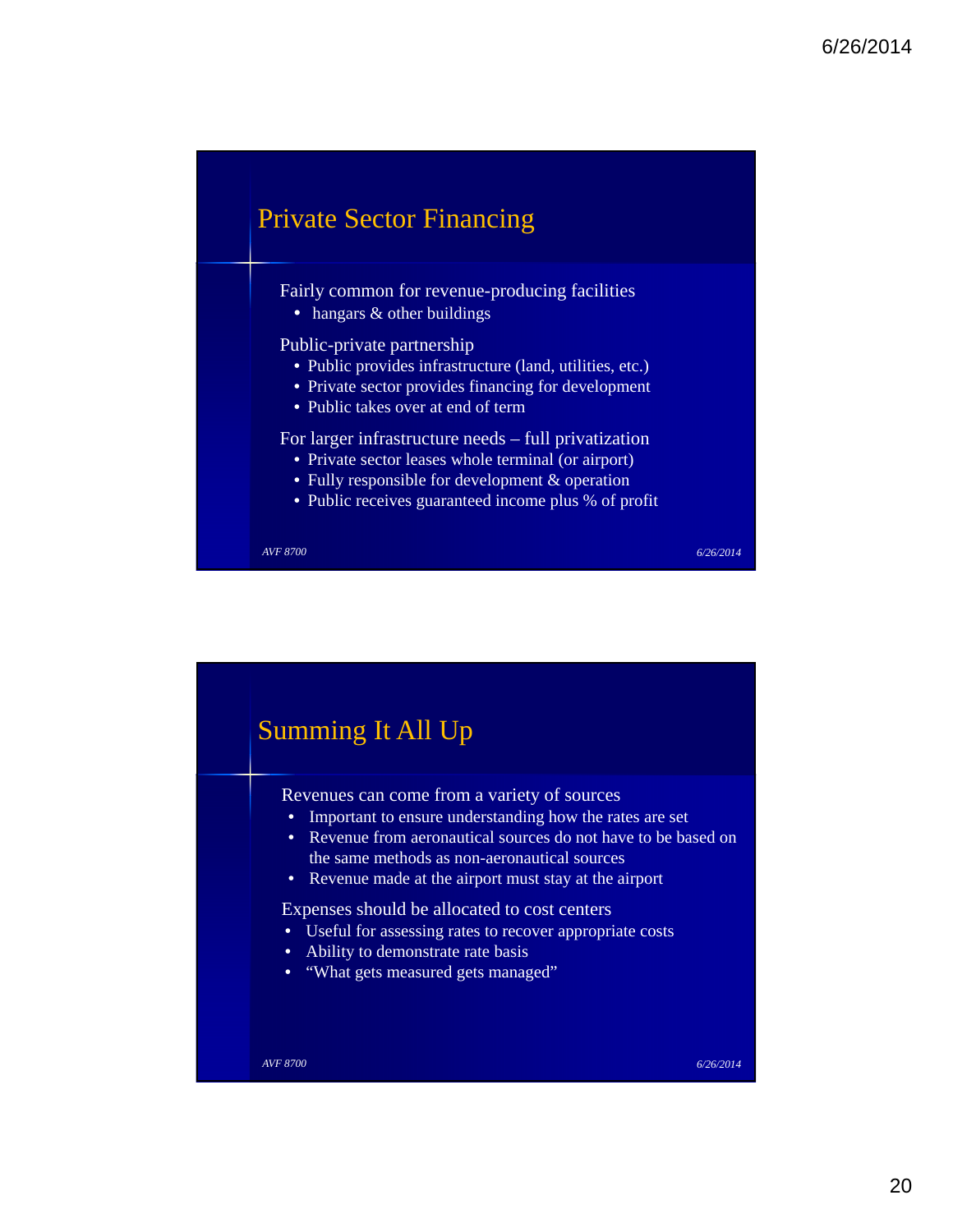## Private Sector Financing

Fairly common for revenue-producing facilities

- hangars & other buildings

Public-private partnership

- Public provides infrastructure (land, utilities, etc.)
- Private sector provides financing for development
- Public takes over at end of term

For larger infrastructure needs – full privatization

- Private sector leases whole terminal (or airport)
- Fully responsible for development & operation
- Public receives guaranteed income plus % of profit

## Summing It All Up

Revenues can come from a variety of sources

- Important to ensure understanding how the rates are set
- Revenue from aeronautical sources do not have to be based on the same methods as non-aeronautical sources
- Revenue made at the airport must stay at the airport

Expenses should be allocated to cost centers

- Useful for assessing rates to recover appropriate costs
- Ability to demonstrate rate basis
- “What gets measured gets managed”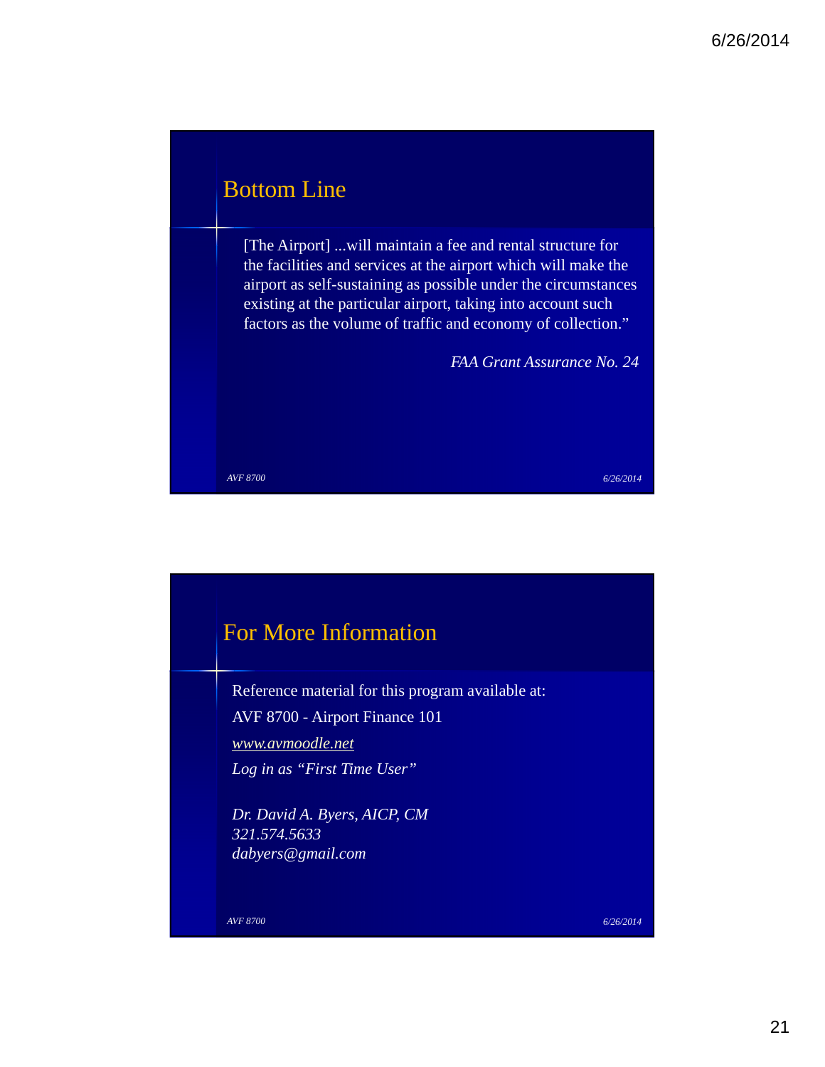## Bottom Line

[The Airport] ...will maintain a fee and rental structure for the facilities and services at the airport which will make the airport as self-sustaining as possible under the circumstances existing at the particular airport, taking into account such factors as the volume of traffic and economy of collection."

*FAA Grant Assurance No. 24*

AVF 8700 6/26/2014

## For More Information

Reference material for this program available at:

AVF 8700 - Airport Finance 101

*www.avmoodle.net*

*Log in as "First Time User"*

*Dr. David A. Byers, AICP, CM*
*321.574.5633*
*dabyers@gmail.com*

AVF 8700 6/26/2014